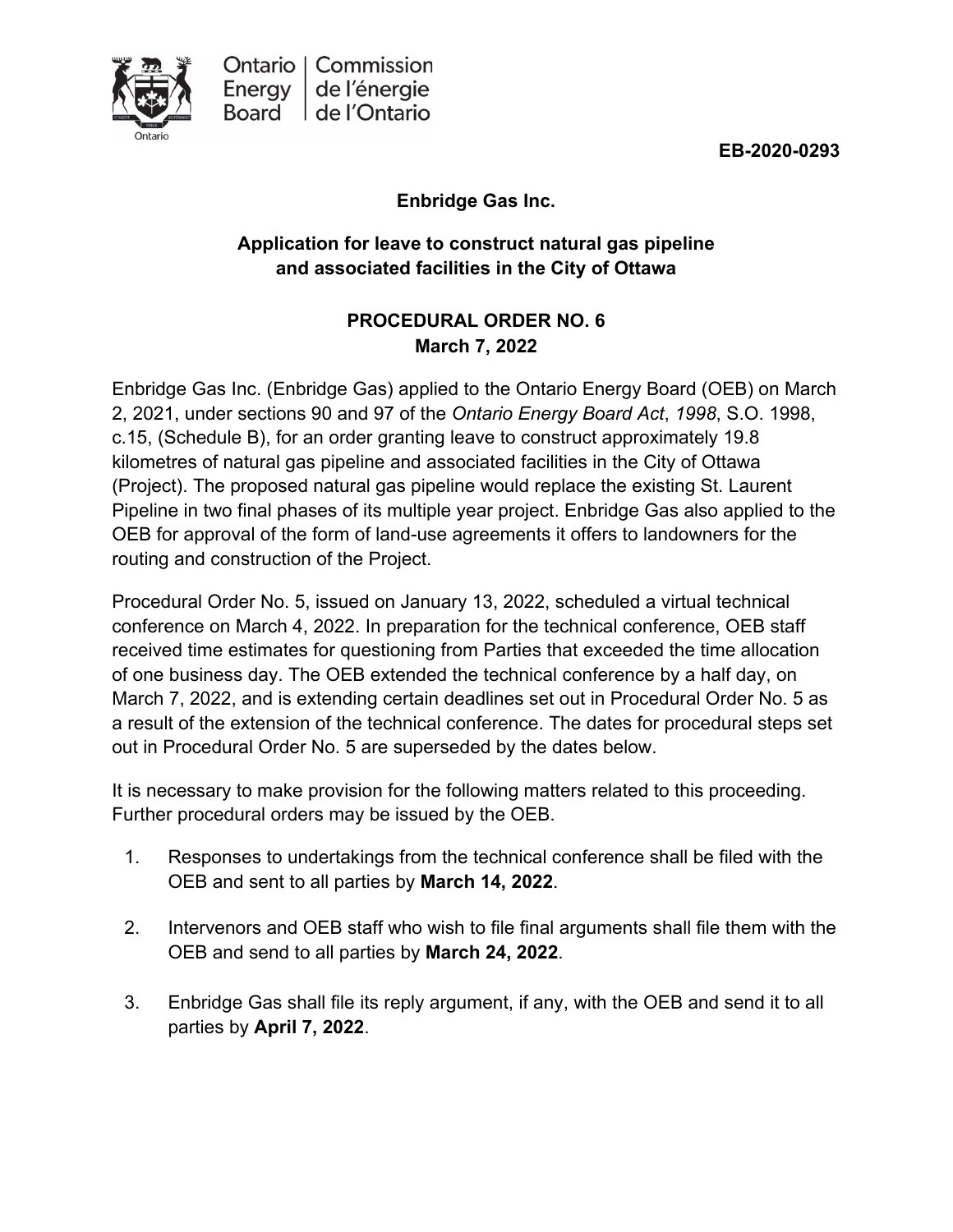Ontario Energy Board | Commission de l'énergie de l'Ontario

**EB-2020-0293**

**Enbridge Gas Inc.**

**Application for leave to construct natural gas pipeline and associated facilities in the City of Ottawa**

**PROCEDURAL ORDER NO. 6**
**March 7, 2022**

Enbridge Gas Inc. (Enbridge Gas) applied to the Ontario Energy Board (OEB) on March 2, 2021, under sections 90 and 97 of the *Ontario Energy Board Act*, *1998*, S.O. 1998, c.15, (Schedule B), for an order granting leave to construct approximately 19.8 kilometres of natural gas pipeline and associated facilities in the City of Ottawa (Project). The proposed natural gas pipeline would replace the existing St. Laurent Pipeline in two final phases of its multiple year project. Enbridge Gas also applied to the OEB for approval of the form of land-use agreements it offers to landowners for the routing and construction of the Project.

Procedural Order No. 5, issued on January 13, 2022, scheduled a virtual technical conference on March 4, 2022. In preparation for the technical conference, OEB staff received time estimates for questioning from Parties that exceeded the time allocation of one business day. The OEB extended the technical conference by a half day, on March 7, 2022, and is extending certain deadlines set out in Procedural Order No. 5 as a result of the extension of the technical conference. The dates for procedural steps set out in Procedural Order No. 5 are superseded by the dates below.

It is necessary to make provision for the following matters related to this proceeding. Further procedural orders may be issued by the OEB.

1. Responses to undertakings from the technical conference shall be filed with the OEB and sent to all parties by **March 14, 2022**.

2. Intervenors and OEB staff who wish to file final arguments shall file them with the OEB and send to all parties by **March 24, 2022**.

3. Enbridge Gas shall file its reply argument, if any, with the OEB and send it to all parties by **April 7, 2022**.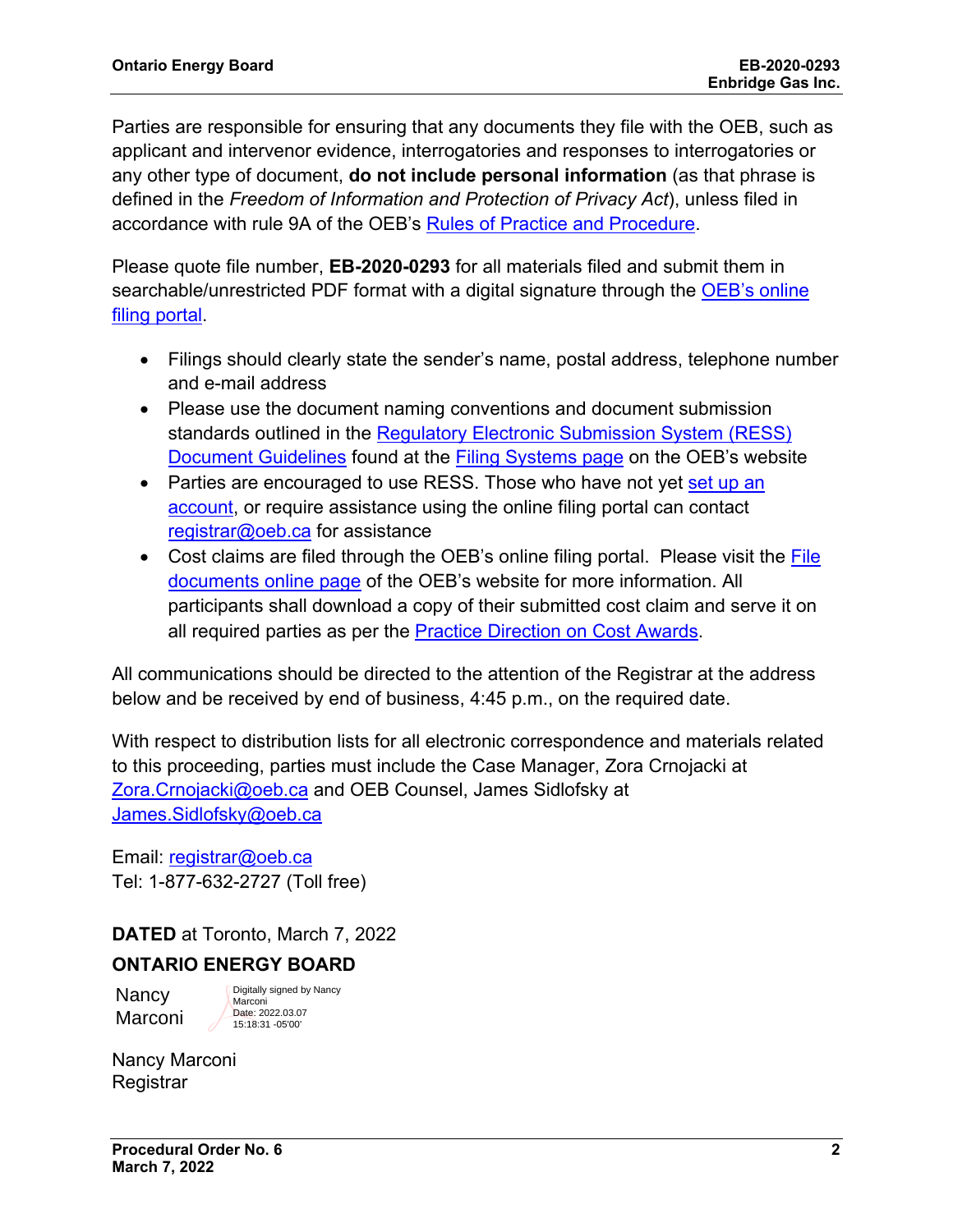Parties are responsible for ensuring that any documents they file with the OEB, such as applicant and intervenor evidence, interrogatories and responses to interrogatories or any other type of document, **do not include personal information** (as that phrase is defined in the *Freedom of Information and Protection of Privacy Act*), unless filed in accordance with rule 9A of the OEB's Rules of Practice and Procedure.

Please quote file number, **EB-2020-0293** for all materials filed and submit them in searchable/unrestricted PDF format with a digital signature through the OEB's online filing portal.

- Filings should clearly state the sender's name, postal address, telephone number and e-mail address
- Please use the document naming conventions and document submission standards outlined in the Regulatory Electronic Submission System (RESS) Document Guidelines found at the Filing Systems page on the OEB's website
- Parties are encouraged to use RESS. Those who have not yet set up an account, or require assistance using the online filing portal can contact registrar@oeb.ca for assistance
- Cost claims are filed through the OEB's online filing portal. Please visit the File documents online page of the OEB's website for more information. All participants shall download a copy of their submitted cost claim and serve it on all required parties as per the Practice Direction on Cost Awards.

All communications should be directed to the attention of the Registrar at the address below and be received by end of business, 4:45 p.m., on the required date.

With respect to distribution lists for all electronic correspondence and materials related to this proceeding, parties must include the Case Manager, Zora Crnojacki at Zora.Crnojacki@oeb.ca and OEB Counsel, James Sidlofsky at James.Sidlofsky@oeb.ca

Email: registrar@oeb.ca
Tel: 1-877-632-2727 (Toll free)

**DATED** at Toronto, March 7, 2022

**ONTARIO ENERGY BOARD**

Nancy Marconi
Digitally signed by Nancy Marconi
Date: 2022.03.07 15:18:31 -05'00'

Nancy Marconi
Registrar